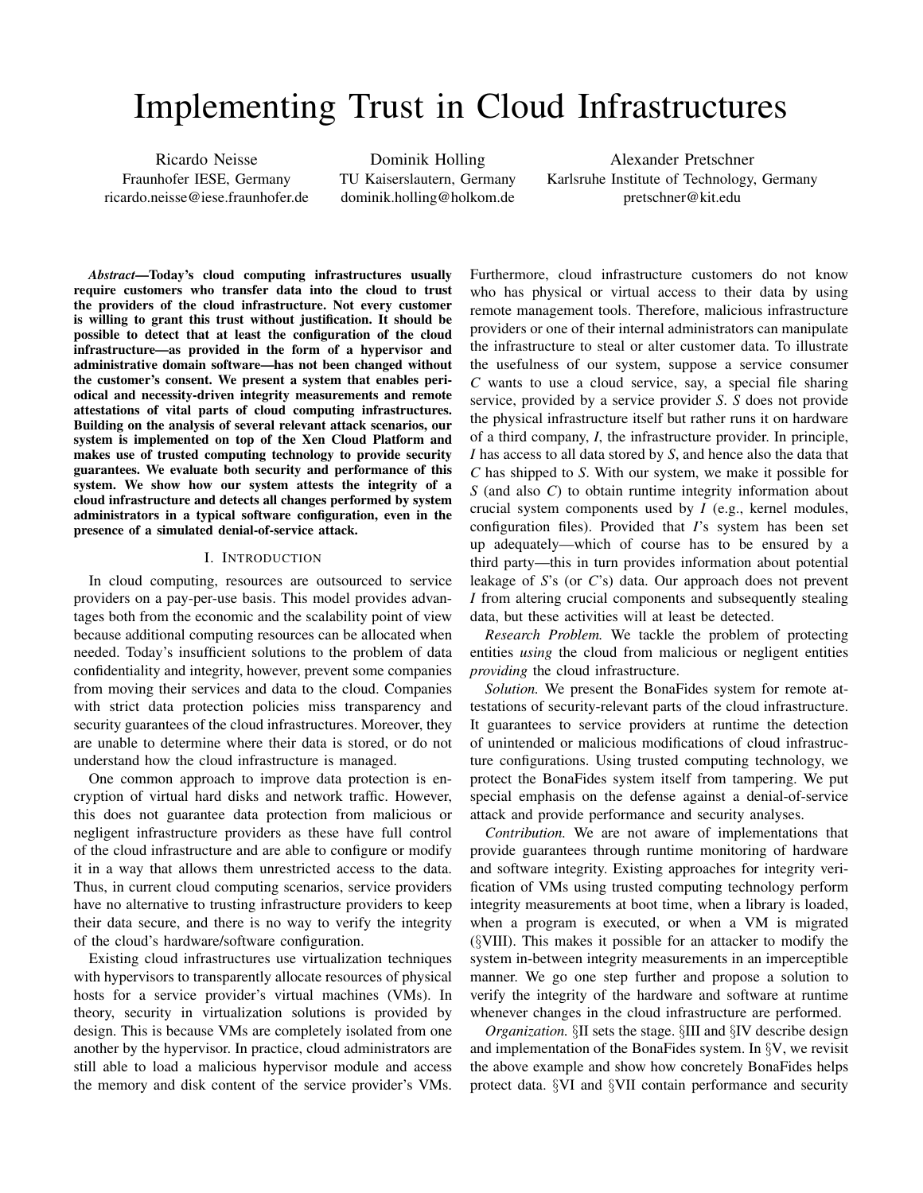# Implementing Trust in Cloud Infrastructures

Ricardo Neisse
Fraunhofer IESE, Germany
ricardo.neisse@iese.fraunhofer.de

Dominik Holling
TU Kaiserslautern, Germany
dominik.holling@holkom.de

Alexander Pretschner
Karlsruhe Institute of Technology, Germany
pretschner@kit.edu

***Abstract*—Today's cloud computing infrastructures usually require customers who transfer data into the cloud to trust the providers of the cloud infrastructure. Not every customer is willing to grant this trust without justification. It should be possible to detect that at least the configuration of the cloud infrastructure—as provided in the form of a hypervisor and administrative domain software—has not been changed without the customer's consent. We present a system that enables periodical and necessity-driven integrity measurements and remote attestations of vital parts of cloud computing infrastructures. Building on the analysis of several relevant attack scenarios, our system is implemented on top of the Xen Cloud Platform and makes use of trusted computing technology to provide security guarantees. We evaluate both security and performance of this system. We show how our system attests the integrity of a cloud infrastructure and detects all changes performed by system administrators in a typical software configuration, even in the presence of a simulated denial-of-service attack.**

## I. Introduction

In cloud computing, resources are outsourced to service providers on a pay-per-use basis. This model provides advantages both from the economic and the scalability point of view because additional computing resources can be allocated when needed. Today's insufficient solutions to the problem of data confidentiality and integrity, however, prevent some companies from moving their services and data to the cloud. Companies with strict data protection policies miss transparency and security guarantees of the cloud infrastructures. Moreover, they are unable to determine where their data is stored, or do not understand how the cloud infrastructure is managed.

One common approach to improve data protection is encryption of virtual hard disks and network traffic. However, this does not guarantee data protection from malicious or negligent infrastructure providers as these have full control of the cloud infrastructure and are able to configure or modify it in a way that allows them unrestricted access to the data. Thus, in current cloud computing scenarios, service providers have no alternative to trusting infrastructure providers to keep their data secure, and there is no way to verify the integrity of the cloud's hardware/software configuration.

Existing cloud infrastructures use virtualization techniques with hypervisors to transparently allocate resources of physical hosts for a service provider's virtual machines (VMs). In theory, security in virtualization solutions is provided by design. This is because VMs are completely isolated from one another by the hypervisor. In practice, cloud administrators are still able to load a malicious hypervisor module and access the memory and disk content of the service provider's VMs. Furthermore, cloud infrastructure customers do not know who has physical or virtual access to their data by using remote management tools. Therefore, malicious infrastructure providers or one of their internal administrators can manipulate the infrastructure to steal or alter customer data. To illustrate the usefulness of our system, suppose a service consumer *C* wants to use a cloud service, say, a special file sharing service, provided by a service provider *S*. *S* does not provide the physical infrastructure itself but rather runs it on hardware of a third company, *I*, the infrastructure provider. In principle, *I* has access to all data stored by *S*, and hence also the data that *C* has shipped to *S*. With our system, we make it possible for *S* (and also *C*) to obtain runtime integrity information about crucial system components used by *I* (e.g., kernel modules, configuration files). Provided that *I*'s system has been set up adequately—which of course has to be ensured by a third party—this in turn provides information about potential leakage of *S*'s (or *C*'s) data. Our approach does not prevent *I* from altering crucial components and subsequently stealing data, but these activities will at least be detected.

*Research Problem.* We tackle the problem of protecting entities *using* the cloud from malicious or negligent entities *providing* the cloud infrastructure.

*Solution.* We present the BonaFides system for remote attestations of security-relevant parts of the cloud infrastructure. It guarantees to service providers at runtime the detection of unintended or malicious modifications of cloud infrastructure configurations. Using trusted computing technology, we protect the BonaFides system itself from tampering. We put special emphasis on the defense against a denial-of-service attack and provide performance and security analyses.

*Contribution.* We are not aware of implementations that provide guarantees through runtime monitoring of hardware and software integrity. Existing approaches for integrity verification of VMs using trusted computing technology perform integrity measurements at boot time, when a library is loaded, when a program is executed, or when a VM is migrated (§VIII). This makes it possible for an attacker to modify the system in-between integrity measurements in an imperceptible manner. We go one step further and propose a solution to verify the integrity of the hardware and software at runtime whenever changes in the cloud infrastructure are performed.

*Organization.* §II sets the stage. §III and §IV describe design and implementation of the BonaFides system. In §V, we revisit the above example and show how concretely BonaFides helps protect data. §VI and §VII contain performance and security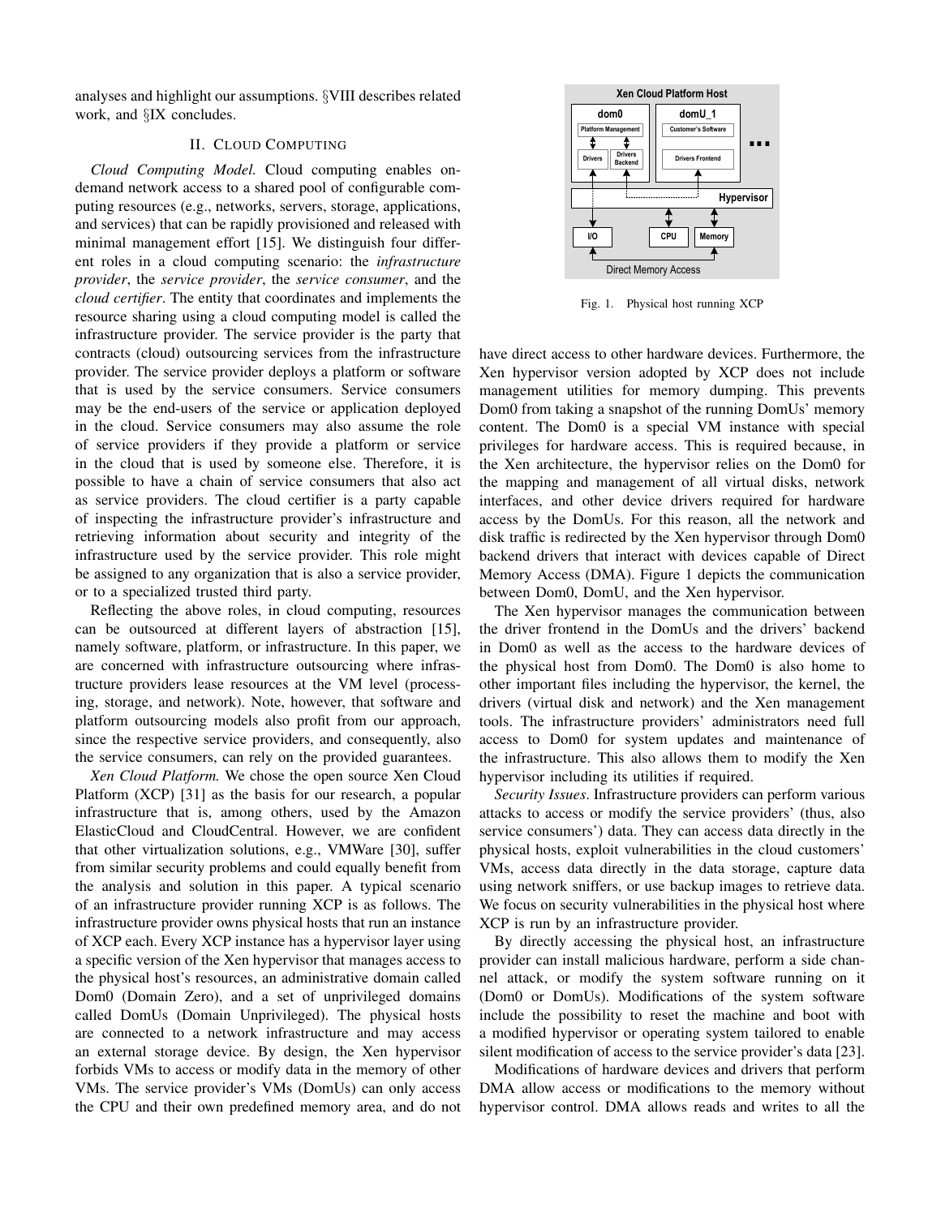analyses and highlight our assumptions. §VIII describes related work, and §IX concludes.

## II. Cloud Computing

*Cloud Computing Model.* Cloud computing enables on-demand network access to a shared pool of configurable computing resources (e.g., networks, servers, storage, applications, and services) that can be rapidly provisioned and released with minimal management effort [15]. We distinguish four different roles in a cloud computing scenario: the *infrastructure provider*, the *service provider*, the *service consumer*, and the *cloud certifier*. The entity that coordinates and implements the resource sharing using a cloud computing model is called the infrastructure provider. The service provider is the party that contracts (cloud) outsourcing services from the infrastructure provider. The service provider deploys a platform or software that is used by the service consumers. Service consumers may be the end-users of the service or application deployed in the cloud. Service consumers may also assume the role of service providers if they provide a platform or service in the cloud that is used by someone else. Therefore, it is possible to have a chain of service consumers that also act as service providers. The cloud certifier is a party capable of inspecting the infrastructure provider's infrastructure and retrieving information about security and integrity of the infrastructure used by the service provider. This role might be assigned to any organization that is also a service provider, or to a specialized trusted third party.

Reflecting the above roles, in cloud computing, resources can be outsourced at different layers of abstraction [15], namely software, platform, or infrastructure. In this paper, we are concerned with infrastructure outsourcing where infrastructure providers lease resources at the VM level (processing, storage, and network). Note, however, that software and platform outsourcing models also profit from our approach, since the respective service providers, and consequently, also the service consumers, can rely on the provided guarantees.

*Xen Cloud Platform.* We chose the open source Xen Cloud Platform (XCP) [31] as the basis for our research, a popular infrastructure that is, among others, used by the Amazon ElasticCloud and CloudCentral. However, we are confident that other virtualization solutions, e.g., VMWare [30], suffer from similar security problems and could equally benefit from the analysis and solution in this paper. A typical scenario of an infrastructure provider running XCP is as follows. The infrastructure provider owns physical hosts that run an instance of XCP each. Every XCP instance has a hypervisor layer using a specific version of the Xen hypervisor that manages access to the physical host's resources, an administrative domain called Dom0 (Domain Zero), and a set of unprivileged domains called DomUs (Domain Unprivileged). The physical hosts are connected to a network infrastructure and may access an external storage device. By design, the Xen hypervisor forbids VMs to access or modify data in the memory of other VMs. The service provider's VMs (DomUs) can only access the CPU and their own predefined memory area, and do not have direct access to other hardware devices. Furthermore, the Xen hypervisor version adopted by XCP does not include management utilities for memory dumping. This prevents Dom0 from taking a snapshot of the running DomUs' memory content. The Dom0 is a special VM instance with special privileges for hardware access. This is required because, in the Xen architecture, the hypervisor relies on the Dom0 for the mapping and management of all virtual disks, network interfaces, and other device drivers required for hardware access by the DomUs. For this reason, all the network and disk traffic is redirected by the Xen hypervisor through Dom0 backend drivers that interact with devices capable of Direct Memory Access (DMA). Figure 1 depicts the communication between Dom0, DomU, and the Xen hypervisor.

Xen Cloud Platform Host
dom0
Platform Management
Drivers
Drivers Backend
domU_1
Customer's Software
Drivers Frontend
...
Hypervisor
I/O
CPU
Memory
Direct Memory Access

Fig. 1. Physical host running XCP

The Xen hypervisor manages the communication between the driver frontend in the DomUs and the drivers' backend in Dom0 as well as the access to the hardware devices of the physical host from Dom0. The Dom0 is also home to other important files including the hypervisor, the kernel, the drivers (virtual disk and network) and the Xen management tools. The infrastructure providers' administrators need full access to Dom0 for system updates and maintenance of the infrastructure. This also allows them to modify the Xen hypervisor including its utilities if required.

*Security Issues*. Infrastructure providers can perform various attacks to access or modify the service providers' (thus, also service consumers') data. They can access data directly in the physical hosts, exploit vulnerabilities in the cloud customers' VMs, access data directly in the data storage, capture data using network sniffers, or use backup images to retrieve data. We focus on security vulnerabilities in the physical host where XCP is run by an infrastructure provider.

By directly accessing the physical host, an infrastructure provider can install malicious hardware, perform a side channel attack, or modify the system software running on it (Dom0 or DomUs). Modifications of the system software include the possibility to reset the machine and boot with a modified hypervisor or operating system tailored to enable silent modification of access to the service provider's data [23].

Modifications of hardware devices and drivers that perform DMA allow access or modifications to the memory without hypervisor control. DMA allows reads and writes to all the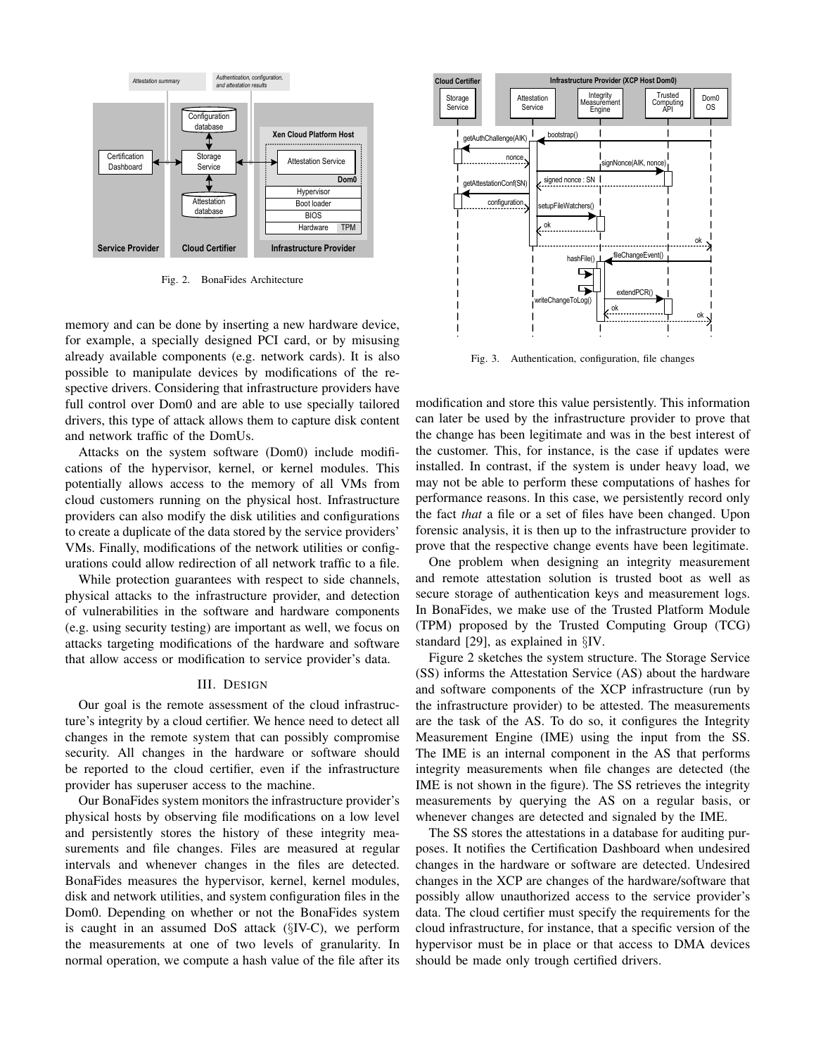Attestation summary

Authentication, configuration, and attestation results

Certification Dashboard

Configuration database

Storage Service

Attestation database

Xen Cloud Platform Host

Attestation Service

Dom0

Hypervisor

Boot loader

BIOS

Hardware

TPM

Service Provider

Cloud Certifier

Infrastructure Provider

Fig. 2. BonaFides Architecture

Cloud Certifier

Infrastructure Provider (XCP Host Dom0)

Storage Service

Attestation Service

Integrity Measurement Engine

Trusted Computing API

Dom0 OS

bootstrap()

getAuthChallenge(AIK)

nonce

signNonce(AIK, nonce)

signed nonce : SN

getAttestationConf(SN)

configuration

setupFileWatchers()

ok

ok

fileChangeEvent()

hashFile()

extendPCR()

writeChangeToLog()

ok

ok

Fig. 3. Authentication, configuration, file changes

memory and can be done by inserting a new hardware device, for example, a specially designed PCI card, or by misusing already available components (e.g. network cards). It is also possible to manipulate devices by modifications of the respective drivers. Considering that infrastructure providers have full control over Dom0 and are able to use specially tailored drivers, this type of attack allows them to capture disk content and network traffic of the DomUs.

Attacks on the system software (Dom0) include modifications of the hypervisor, kernel, or kernel modules. This potentially allows access to the memory of all VMs from cloud customers running on the physical host. Infrastructure providers can also modify the disk utilities and configurations to create a duplicate of the data stored by the service providers' VMs. Finally, modifications of the network utilities or configurations could allow redirection of all network traffic to a file.

While protection guarantees with respect to side channels, physical attacks to the infrastructure provider, and detection of vulnerabilities in the software and hardware components (e.g. using security testing) are important as well, we focus on attacks targeting modifications of the hardware and software that allow access or modification to service provider's data.

## III. Design

Our goal is the remote assessment of the cloud infrastructure's integrity by a cloud certifier. We hence need to detect all changes in the remote system that can possibly compromise security. All changes in the hardware or software should be reported to the cloud certifier, even if the infrastructure provider has superuser access to the machine.

Our BonaFides system monitors the infrastructure provider's physical hosts by observing file modifications on a low level and persistently stores the history of these integrity measurements and file changes. Files are measured at regular intervals and whenever changes in the files are detected. BonaFides measures the hypervisor, kernel, kernel modules, disk and network utilities, and system configuration files in the Dom0. Depending on whether or not the BonaFides system is caught in an assumed DoS attack (§IV-C), we perform the measurements at one of two levels of granularity. In normal operation, we compute a hash value of the file after its modification and store this value persistently. This information can later be used by the infrastructure provider to prove that the change has been legitimate and was in the best interest of the customer. This, for instance, is the case if updates were installed. In contrast, if the system is under heavy load, we may not be able to perform these computations of hashes for performance reasons. In this case, we persistently record only the fact *that* a file or a set of files have been changed. Upon forensic analysis, it is then up to the infrastructure provider to prove that the respective change events have been legitimate.

One problem when designing an integrity measurement and remote attestation solution is trusted boot as well as secure storage of authentication keys and measurement logs. In BonaFides, we make use of the Trusted Platform Module (TPM) proposed by the Trusted Computing Group (TCG) standard [29], as explained in §IV.

Figure 2 sketches the system structure. The Storage Service (SS) informs the Attestation Service (AS) about the hardware and software components of the XCP infrastructure (run by the infrastructure provider) to be attested. The measurements are the task of the AS. To do so, it configures the Integrity Measurement Engine (IME) using the input from the SS. The IME is an internal component in the AS that performs integrity measurements when file changes are detected (the IME is not shown in the figure). The SS retrieves the integrity measurements by querying the AS on a regular basis, or whenever changes are detected and signaled by the IME.

The SS stores the attestations in a database for auditing purposes. It notifies the Certification Dashboard when undesired changes in the hardware or software are detected. Undesired changes in the XCP are changes of the hardware/software that possibly allow unauthorized access to the service provider's data. The cloud certifier must specify the requirements for the cloud infrastructure, for instance, that a specific version of the hypervisor must be in place or that access to DMA devices should be made only trough certified drivers.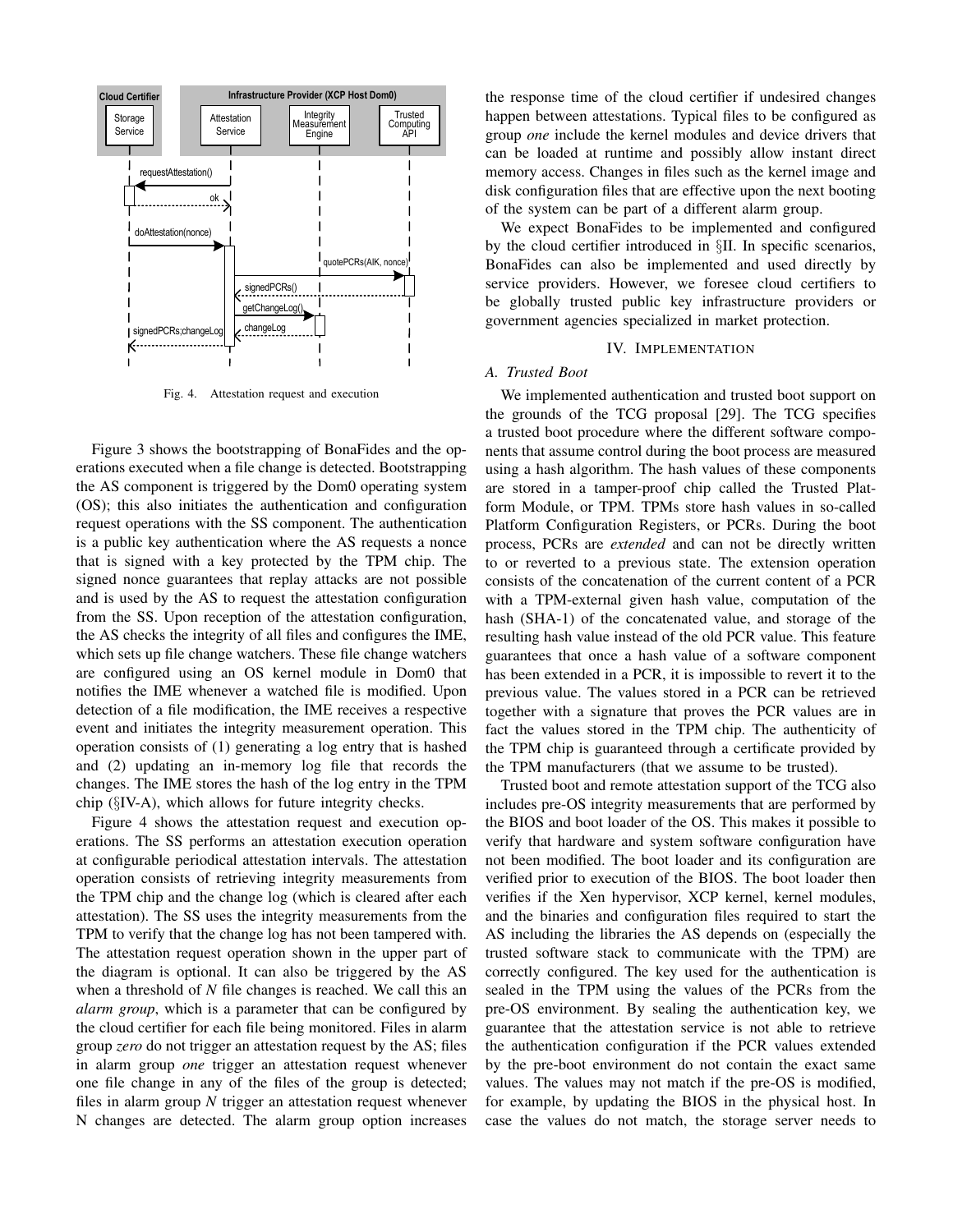Cloud Certifier

Infrastructure Provider (XCP Host Dom0)

Storage Service

Attestation Service

Integrity Measurement Engine

Trusted Computing API

requestAttestation()

ok

doAttestation(nonce)

quotePCRs(AIK, nonce)

signedPCRs()

getChangeLog()

changeLog

signedPCRs;changeLog

Fig. 4. Attestation request and execution

Figure 3 shows the bootstrapping of BonaFides and the operations executed when a file change is detected. Bootstrapping the AS component is triggered by the Dom0 operating system (OS); this also initiates the authentication and configuration request operations with the SS component. The authentication is a public key authentication where the AS requests a nonce that is signed with a key protected by the TPM chip. The signed nonce guarantees that replay attacks are not possible and is used by the AS to request the attestation configuration from the SS. Upon reception of the attestation configuration, the AS checks the integrity of all files and configures the IME, which sets up file change watchers. These file change watchers are configured using an OS kernel module in Dom0 that notifies the IME whenever a watched file is modified. Upon detection of a file modification, the IME receives a respective event and initiates the integrity measurement operation. This operation consists of (1) generating a log entry that is hashed and (2) updating an in-memory log file that records the changes. The IME stores the hash of the log entry in the TPM chip (§IV-A), which allows for future integrity checks.

Figure 4 shows the attestation request and execution operations. The SS performs an attestation execution operation at configurable periodical attestation intervals. The attestation operation consists of retrieving integrity measurements from the TPM chip and the change log (which is cleared after each attestation). The SS uses the integrity measurements from the TPM to verify that the change log has not been tampered with. The attestation request operation shown in the upper part of the diagram is optional. It can also be triggered by the AS when a threshold of *N* file changes is reached. We call this an *alarm group*, which is a parameter that can be configured by the cloud certifier for each file being monitored. Files in alarm group *zero* do not trigger an attestation request by the AS; files in alarm group *one* trigger an attestation request whenever one file change in any of the files of the group is detected; files in alarm group *N* trigger an attestation request whenever N changes are detected. The alarm group option increases the response time of the cloud certifier if undesired changes happen between attestations. Typical files to be configured as group *one* include the kernel modules and device drivers that can be loaded at runtime and possibly allow instant direct memory access. Changes in files such as the kernel image and disk configuration files that are effective upon the next booting of the system can be part of a different alarm group.

We expect BonaFides to be implemented and configured by the cloud certifier introduced in §II. In specific scenarios, BonaFides can also be implemented and used directly by service providers. However, we foresee cloud certifiers to be globally trusted public key infrastructure providers or government agencies specialized in market protection.

## IV. Implementation

### A. Trusted Boot

We implemented authentication and trusted boot support on the grounds of the TCG proposal [29]. The TCG specifies a trusted boot procedure where the different software components that assume control during the boot process are measured using a hash algorithm. The hash values of these components are stored in a tamper-proof chip called the Trusted Platform Module, or TPM. TPMs store hash values in so-called Platform Configuration Registers, or PCRs. During the boot process, PCRs are *extended* and can not be directly written to or reverted to a previous state. The extension operation consists of the concatenation of the current content of a PCR with a TPM-external given hash value, computation of the hash (SHA-1) of the concatenated value, and storage of the resulting hash value instead of the old PCR value. This feature guarantees that once a hash value of a software component has been extended in a PCR, it is impossible to revert it to the previous value. The values stored in a PCR can be retrieved together with a signature that proves the PCR values are in fact the values stored in the TPM chip. The authenticity of the TPM chip is guaranteed through a certificate provided by the TPM manufacturers (that we assume to be trusted).

Trusted boot and remote attestation support of the TCG also includes pre-OS integrity measurements that are performed by the BIOS and boot loader of the OS. This makes it possible to verify that hardware and system software configuration have not been modified. The boot loader and its configuration are verified prior to execution of the BIOS. The boot loader then verifies if the Xen hypervisor, XCP kernel, kernel modules, and the binaries and configuration files required to start the AS including the libraries the AS depends on (especially the trusted software stack to communicate with the TPM) are correctly configured. The key used for the authentication is sealed in the TPM using the values of the PCRs from the pre-OS environment. By sealing the authentication key, we guarantee that the attestation service is not able to retrieve the authentication configuration if the PCR values extended by the pre-boot environment do not contain the exact same values. The values may not match if the pre-OS is modified, for example, by updating the BIOS in the physical host. In case the values do not match, the storage server needs to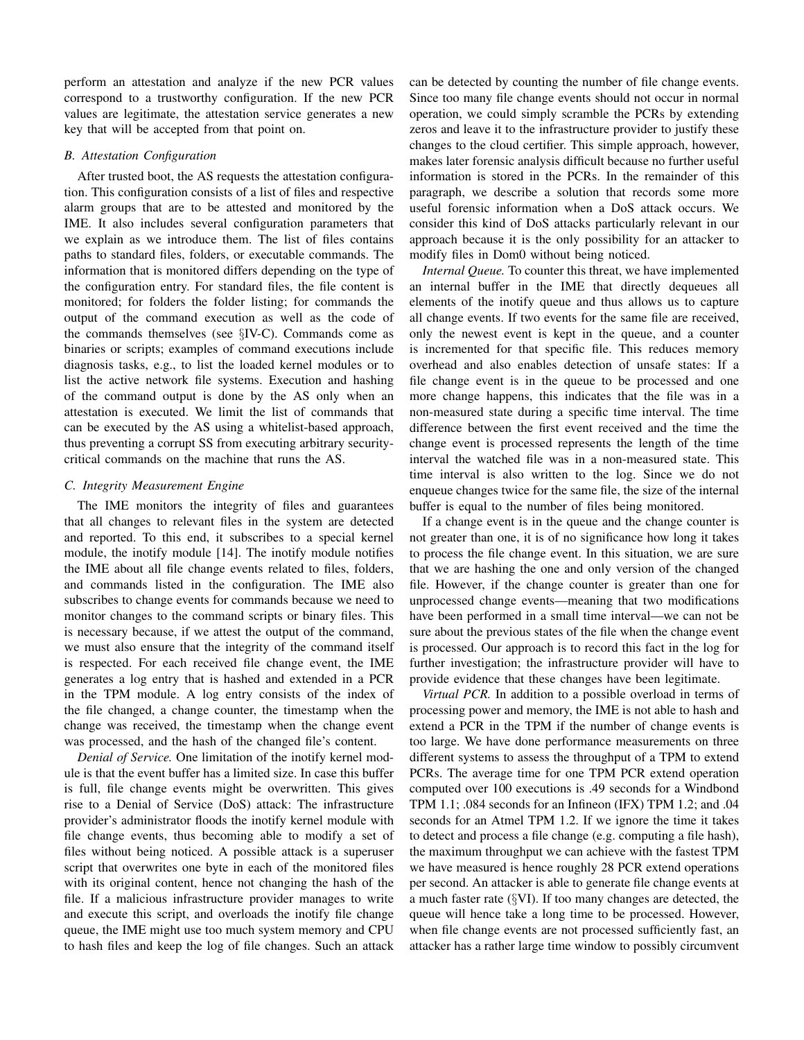perform an attestation and analyze if the new PCR values correspond to a trustworthy configuration. If the new PCR values are legitimate, the attestation service generates a new key that will be accepted from that point on.

### B. Attestation Configuration

After trusted boot, the AS requests the attestation configuration. This configuration consists of a list of files and respective alarm groups that are to be attested and monitored by the IME. It also includes several configuration parameters that we explain as we introduce them. The list of files contains paths to standard files, folders, or executable commands. The information that is monitored differs depending on the type of the configuration entry. For standard files, the file content is monitored; for folders the folder listing; for commands the output of the command execution as well as the code of the commands themselves (see §IV-C). Commands come as binaries or scripts; examples of command executions include diagnosis tasks, e.g., to list the loaded kernel modules or to list the active network file systems. Execution and hashing of the command output is done by the AS only when an attestation is executed. We limit the list of commands that can be executed by the AS using a whitelist-based approach, thus preventing a corrupt SS from executing arbitrary security-critical commands on the machine that runs the AS.

### C. Integrity Measurement Engine

The IME monitors the integrity of files and guarantees that all changes to relevant files in the system are detected and reported. To this end, it subscribes to a special kernel module, the inotify module [14]. The inotify module notifies the IME about all file change events related to files, folders, and commands listed in the configuration. The IME also subscribes to change events for commands because we need to monitor changes to the command scripts or binary files. This is necessary because, if we attest the output of the command, we must also ensure that the integrity of the command itself is respected. For each received file change event, the IME generates a log entry that is hashed and extended in a PCR in the TPM module. A log entry consists of the index of the file changed, a change counter, the timestamp when the change was received, the timestamp when the change event was processed, and the hash of the changed file's content.

*Denial of Service.* One limitation of the inotify kernel module is that the event buffer has a limited size. In case this buffer is full, file change events might be overwritten. This gives rise to a Denial of Service (DoS) attack: The infrastructure provider's administrator floods the inotify kernel module with file change events, thus becoming able to modify a set of files without being noticed. A possible attack is a superuser script that overwrites one byte in each of the monitored files with its original content, hence not changing the hash of the file. If a malicious infrastructure provider manages to write and execute this script, and overloads the inotify file change queue, the IME might use too much system memory and CPU to hash files and keep the log of file changes. Such an attack can be detected by counting the number of file change events. Since too many file change events should not occur in normal operation, we could simply scramble the PCRs by extending zeros and leave it to the infrastructure provider to justify these changes to the cloud certifier. This simple approach, however, makes later forensic analysis difficult because no further useful information is stored in the PCRs. In the remainder of this paragraph, we describe a solution that records some more useful forensic information when a DoS attack occurs. We consider this kind of DoS attacks particularly relevant in our approach because it is the only possibility for an attacker to modify files in Dom0 without being noticed.

*Internal Queue.* To counter this threat, we have implemented an internal buffer in the IME that directly dequeues all elements of the inotify queue and thus allows us to capture all change events. If two events for the same file are received, only the newest event is kept in the queue, and a counter is incremented for that specific file. This reduces memory overhead and also enables detection of unsafe states: If a file change event is in the queue to be processed and one more change happens, this indicates that the file was in a non-measured state during a specific time interval. The time difference between the first event received and the time the change event is processed represents the length of the time interval the watched file was in a non-measured state. This time interval is also written to the log. Since we do not enqueue changes twice for the same file, the size of the internal buffer is equal to the number of files being monitored.

If a change event is in the queue and the change counter is not greater than one, it is of no significance how long it takes to process the file change event. In this situation, we are sure that we are hashing the one and only version of the changed file. However, if the change counter is greater than one for unprocessed change events—meaning that two modifications have been performed in a small time interval—we can not be sure about the previous states of the file when the change event is processed. Our approach is to record this fact in the log for further investigation; the infrastructure provider will have to provide evidence that these changes have been legitimate.

*Virtual PCR.* In addition to a possible overload in terms of processing power and memory, the IME is not able to hash and extend a PCR in the TPM if the number of change events is too large. We have done performance measurements on three different systems to assess the throughput of a TPM to extend PCRs. The average time for one TPM PCR extend operation computed over 100 executions is .49 seconds for a Windbond TPM 1.1; .084 seconds for an Infineon (IFX) TPM 1.2; and .04 seconds for an Atmel TPM 1.2. If we ignore the time it takes to detect and process a file change (e.g. computing a file hash), the maximum throughput we can achieve with the fastest TPM we have measured is hence roughly 28 PCR extend operations per second. An attacker is able to generate file change events at a much faster rate (§VI). If too many changes are detected, the queue will hence take a long time to be processed. However, when file change events are not processed sufficiently fast, an attacker has a rather large time window to possibly circumvent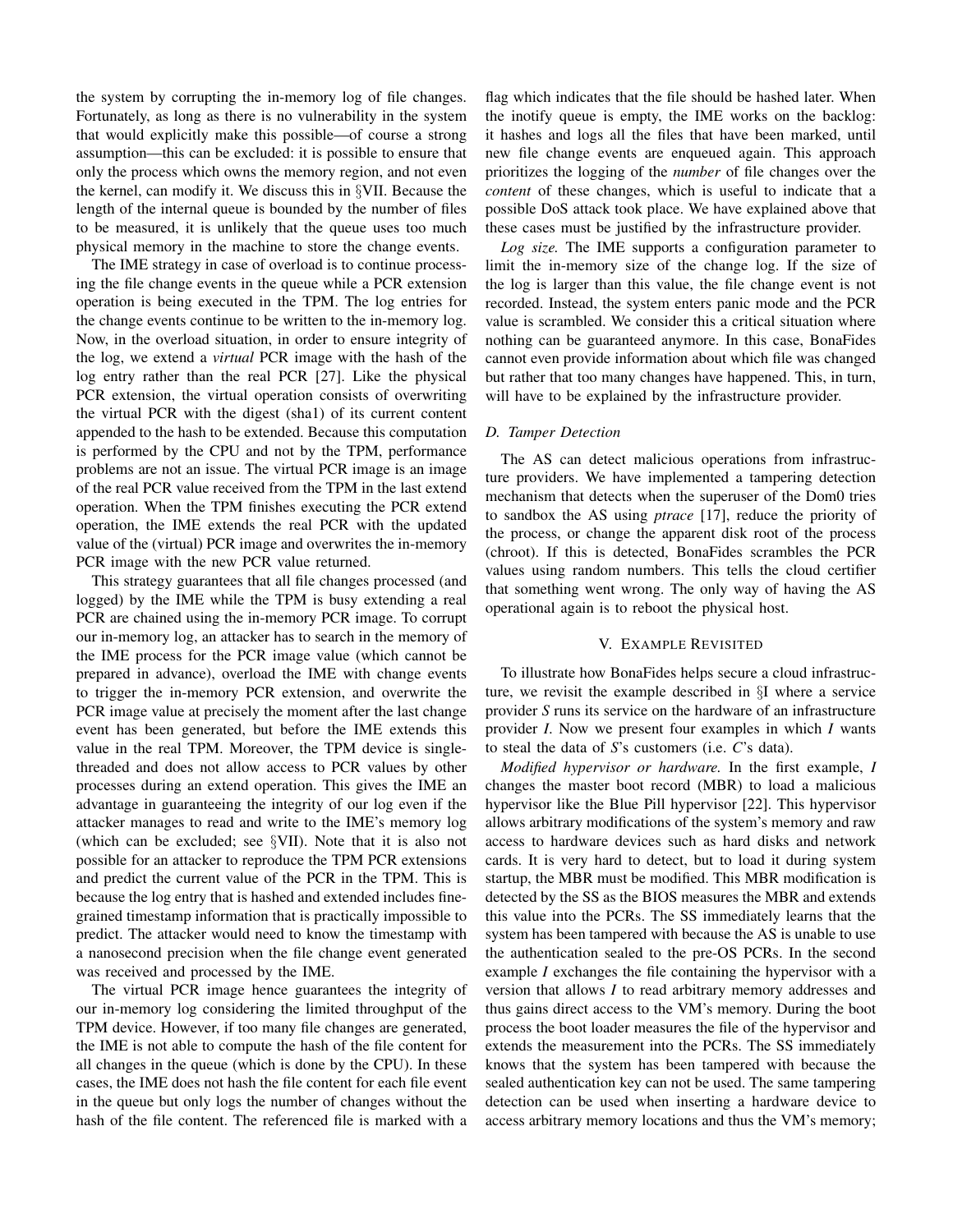the system by corrupting the in-memory log of file changes. Fortunately, as long as there is no vulnerability in the system that would explicitly make this possible—of course a strong assumption—this can be excluded: it is possible to ensure that only the process which owns the memory region, and not even the kernel, can modify it. We discuss this in §VII. Because the length of the internal queue is bounded by the number of files to be measured, it is unlikely that the queue uses too much physical memory in the machine to store the change events.

The IME strategy in case of overload is to continue processing the file change events in the queue while a PCR extension operation is being executed in the TPM. The log entries for the change events continue to be written to the in-memory log. Now, in the overload situation, in order to ensure integrity of the log, we extend a *virtual* PCR image with the hash of the log entry rather than the real PCR [27]. Like the physical PCR extension, the virtual operation consists of overwriting the virtual PCR with the digest (sha1) of its current content appended to the hash to be extended. Because this computation is performed by the CPU and not by the TPM, performance problems are not an issue. The virtual PCR image is an image of the real PCR value received from the TPM in the last extend operation. When the TPM finishes executing the PCR extend operation, the IME extends the real PCR with the updated value of the (virtual) PCR image and overwrites the in-memory PCR image with the new PCR value returned.

This strategy guarantees that all file changes processed (and logged) by the IME while the TPM is busy extending a real PCR are chained using the in-memory PCR image. To corrupt our in-memory log, an attacker has to search in the memory of the IME process for the PCR image value (which cannot be prepared in advance), overload the IME with change events to trigger the in-memory PCR extension, and overwrite the PCR image value at precisely the moment after the last change event has been generated, but before the IME extends this value in the real TPM. Moreover, the TPM device is single-threaded and does not allow access to PCR values by other processes during an extend operation. This gives the IME an advantage in guaranteeing the integrity of our log even if the attacker manages to read and write to the IME's memory log (which can be excluded; see §VII). Note that it is also not possible for an attacker to reproduce the TPM PCR extensions and predict the current value of the PCR in the TPM. This is because the log entry that is hashed and extended includes fine-grained timestamp information that is practically impossible to predict. The attacker would need to know the timestamp with a nanosecond precision when the file change event generated was received and processed by the IME.

The virtual PCR image hence guarantees the integrity of our in-memory log considering the limited throughput of the TPM device. However, if too many file changes are generated, the IME is not able to compute the hash of the file content for all changes in the queue (which is done by the CPU). In these cases, the IME does not hash the file content for each file event in the queue but only logs the number of changes without the hash of the file content. The referenced file is marked with a flag which indicates that the file should be hashed later. When the inotify queue is empty, the IME works on the backlog: it hashes and logs all the files that have been marked, until new file change events are enqueued again. This approach prioritizes the logging of the *number* of file changes over the *content* of these changes, which is useful to indicate that a possible DoS attack took place. We have explained above that these cases must be justified by the infrastructure provider.

*Log size.* The IME supports a configuration parameter to limit the in-memory size of the change log. If the size of the log is larger than this value, the file change event is not recorded. Instead, the system enters panic mode and the PCR value is scrambled. We consider this a critical situation where nothing can be guaranteed anymore. In this case, BonaFides cannot even provide information about which file was changed but rather that too many changes have happened. This, in turn, will have to be explained by the infrastructure provider.

### D. Tamper Detection

The AS can detect malicious operations from infrastructure providers. We have implemented a tampering detection mechanism that detects when the superuser of the Dom0 tries to sandbox the AS using *ptrace* [17], reduce the priority of the process, or change the apparent disk root of the process (chroot). If this is detected, BonaFides scrambles the PCR values using random numbers. This tells the cloud certifier that something went wrong. The only way of having the AS operational again is to reboot the physical host.

## V. Example Revisited

To illustrate how BonaFides helps secure a cloud infrastructure, we revisit the example described in §I where a service provider *S* runs its service on the hardware of an infrastructure provider *I*. Now we present four examples in which *I* wants to steal the data of *S*'s customers (i.e. *C*'s data).

*Modified hypervisor or hardware.* In the first example, *I* changes the master boot record (MBR) to load a malicious hypervisor like the Blue Pill hypervisor [22]. This hypervisor allows arbitrary modifications of the system's memory and raw access to hardware devices such as hard disks and network cards. It is very hard to detect, but to load it during system startup, the MBR must be modified. This MBR modification is detected by the SS as the BIOS measures the MBR and extends this value into the PCRs. The SS immediately learns that the system has been tampered with because the AS is unable to use the authentication sealed to the pre-OS PCRs. In the second example *I* exchanges the file containing the hypervisor with a version that allows *I* to read arbitrary memory addresses and thus gains direct access to the VM's memory. During the boot process the boot loader measures the file of the hypervisor and extends the measurement into the PCRs. The SS immediately knows that the system has been tampered with because the sealed authentication key can not be used. The same tampering detection can be used when inserting a hardware device to access arbitrary memory locations and thus the VM's memory;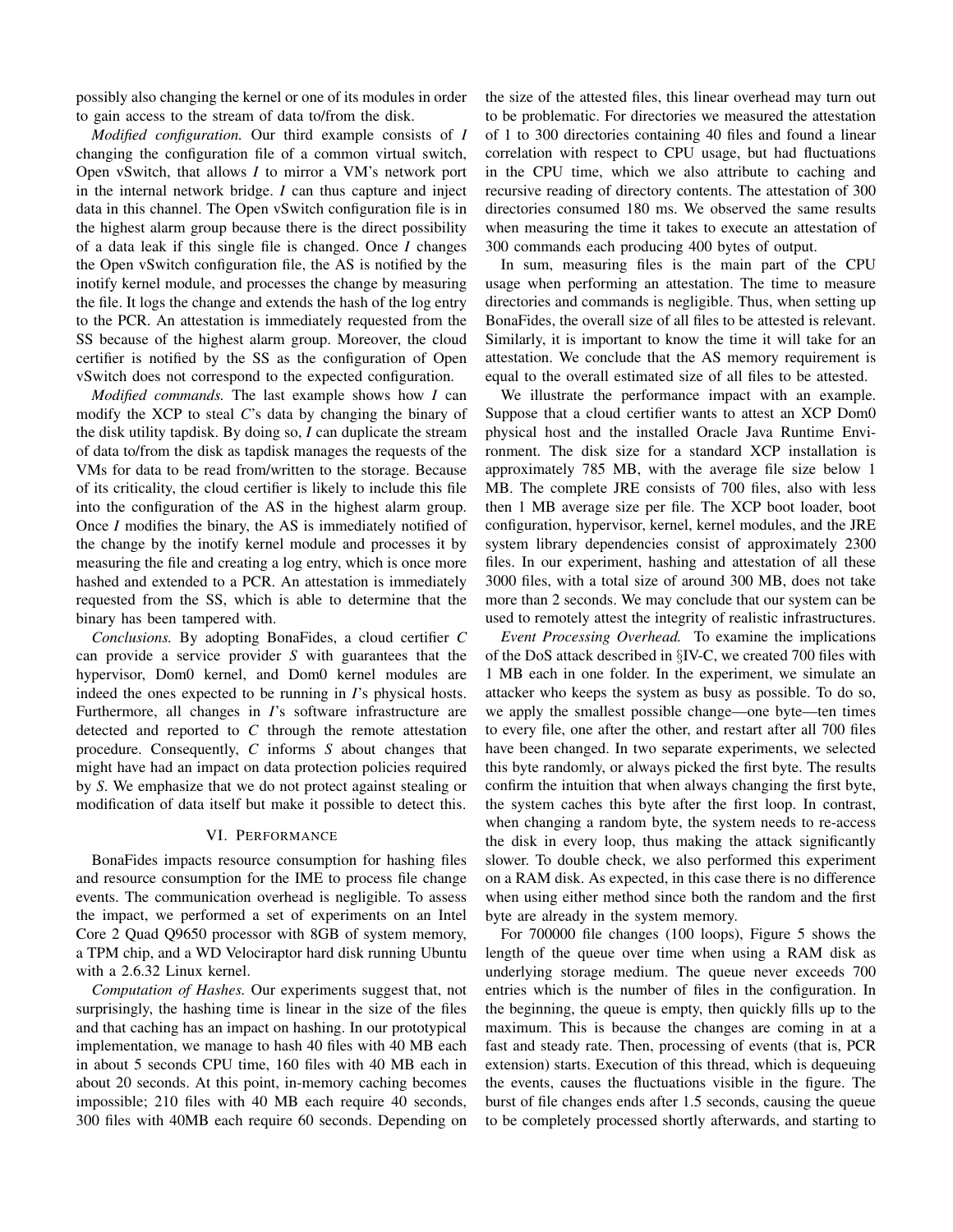possibly also changing the kernel or one of its modules in order to gain access to the stream of data to/from the disk.

*Modified configuration.* Our third example consists of *I* changing the configuration file of a common virtual switch, Open vSwitch, that allows *I* to mirror a VM's network port in the internal network bridge. *I* can thus capture and inject data in this channel. The Open vSwitch configuration file is in the highest alarm group because there is the direct possibility of a data leak if this single file is changed. Once *I* changes the Open vSwitch configuration file, the AS is notified by the inotify kernel module, and processes the change by measuring the file. It logs the change and extends the hash of the log entry to the PCR. An attestation is immediately requested from the SS because of the highest alarm group. Moreover, the cloud certifier is notified by the SS as the configuration of Open vSwitch does not correspond to the expected configuration.

*Modified commands.* The last example shows how *I* can modify the XCP to steal *C*'s data by changing the binary of the disk utility tapdisk. By doing so, *I* can duplicate the stream of data to/from the disk as tapdisk manages the requests of the VMs for data to be read from/written to the storage. Because of its criticality, the cloud certifier is likely to include this file into the configuration of the AS in the highest alarm group. Once *I* modifies the binary, the AS is immediately notified of the change by the inotify kernel module and processes it by measuring the file and creating a log entry, which is once more hashed and extended to a PCR. An attestation is immediately requested from the SS, which is able to determine that the binary has been tampered with.

*Conclusions.* By adopting BonaFides, a cloud certifier *C* can provide a service provider *S* with guarantees that the hypervisor, Dom0 kernel, and Dom0 kernel modules are indeed the ones expected to be running in *I*'s physical hosts. Furthermore, all changes in *I*'s software infrastructure are detected and reported to *C* through the remote attestation procedure. Consequently, *C* informs *S* about changes that might have had an impact on data protection policies required by *S*. We emphasize that we do not protect against stealing or modification of data itself but make it possible to detect this.

## VI. Performance

BonaFides impacts resource consumption for hashing files and resource consumption for the IME to process file change events. The communication overhead is negligible. To assess the impact, we performed a set of experiments on an Intel Core 2 Quad Q9650 processor with 8GB of system memory, a TPM chip, and a WD Velociraptor hard disk running Ubuntu with a 2.6.32 Linux kernel.

*Computation of Hashes.* Our experiments suggest that, not surprisingly, the hashing time is linear in the size of the files and that caching has an impact on hashing. In our prototypical implementation, we manage to hash 40 files with 40 MB each in about 5 seconds CPU time, 160 files with 40 MB each in about 20 seconds. At this point, in-memory caching becomes impossible; 210 files with 40 MB each require 40 seconds, 300 files with 40MB each require 60 seconds. Depending on the size of the attested files, this linear overhead may turn out to be problematic. For directories we measured the attestation of 1 to 300 directories containing 40 files and found a linear correlation with respect to CPU usage, but had fluctuations in the CPU time, which we also attribute to caching and recursive reading of directory contents. The attestation of 300 directories consumed 180 ms. We observed the same results when measuring the time it takes to execute an attestation of 300 commands each producing 400 bytes of output.

In sum, measuring files is the main part of the CPU usage when performing an attestation. The time to measure directories and commands is negligible. Thus, when setting up BonaFides, the overall size of all files to be attested is relevant. Similarly, it is important to know the time it will take for an attestation. We conclude that the AS memory requirement is equal to the overall estimated size of all files to be attested.

We illustrate the performance impact with an example. Suppose that a cloud certifier wants to attest an XCP Dom0 physical host and the installed Oracle Java Runtime Environment. The disk size for a standard XCP installation is approximately 785 MB, with the average file size below 1 MB. The complete JRE consists of 700 files, also with less then 1 MB average size per file. The XCP boot loader, boot configuration, hypervisor, kernel, kernel modules, and the JRE system library dependencies consist of approximately 2300 files. In our experiment, hashing and attestation of all these 3000 files, with a total size of around 300 MB, does not take more than 2 seconds. We may conclude that our system can be used to remotely attest the integrity of realistic infrastructures.

*Event Processing Overhead.* To examine the implications of the DoS attack described in §IV-C, we created 700 files with 1 MB each in one folder. In the experiment, we simulate an attacker who keeps the system as busy as possible. To do so, we apply the smallest possible change—one byte—ten times to every file, one after the other, and restart after all 700 files have been changed. In two separate experiments, we selected this byte randomly, or always picked the first byte. The results confirm the intuition that when always changing the first byte, the system caches this byte after the first loop. In contrast, when changing a random byte, the system needs to re-access the disk in every loop, thus making the attack significantly slower. To double check, we also performed this experiment on a RAM disk. As expected, in this case there is no difference when using either method since both the random and the first byte are already in the system memory.

For 700000 file changes (100 loops), Figure 5 shows the length of the queue over time when using a RAM disk as underlying storage medium. The queue never exceeds 700 entries which is the number of files in the configuration. In the beginning, the queue is empty, then quickly fills up to the maximum. This is because the changes are coming in at a fast and steady rate. Then, processing of events (that is, PCR extension) starts. Execution of this thread, which is dequeuing the events, causes the fluctuations visible in the figure. The burst of file changes ends after 1.5 seconds, causing the queue to be completely processed shortly afterwards, and starting to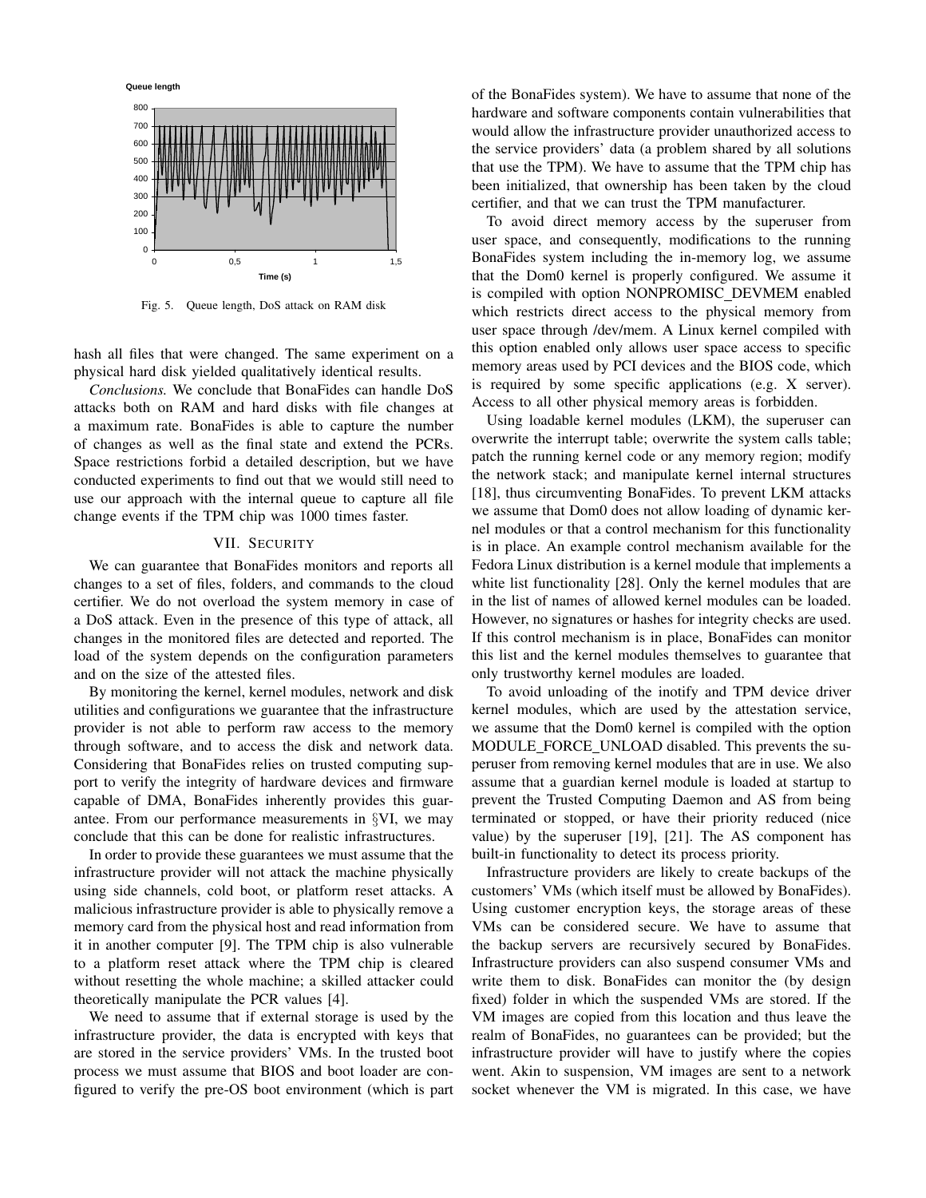Fig. 5. Queue length, DoS attack on RAM disk

hash all files that were changed. The same experiment on a physical hard disk yielded qualitatively identical results.

*Conclusions.* We conclude that BonaFides can handle DoS attacks both on RAM and hard disks with file changes at a maximum rate. BonaFides is able to capture the number of changes as well as the final state and extend the PCRs. Space restrictions forbid a detailed description, but we have conducted experiments to find out that we would still need to use our approach with the internal queue to capture all file change events if the TPM chip was 1000 times faster.

## VII. Security

We can guarantee that BonaFides monitors and reports all changes to a set of files, folders, and commands to the cloud certifier. We do not overload the system memory in case of a DoS attack. Even in the presence of this type of attack, all changes in the monitored files are detected and reported. The load of the system depends on the configuration parameters and on the size of the attested files.

By monitoring the kernel, kernel modules, network and disk utilities and configurations we guarantee that the infrastructure provider is not able to perform raw access to the memory through software, and to access the disk and network data. Considering that BonaFides relies on trusted computing support to verify the integrity of hardware devices and firmware capable of DMA, BonaFides inherently provides this guarantee. From our performance measurements in §VI, we may conclude that this can be done for realistic infrastructures.

In order to provide these guarantees we must assume that the infrastructure provider will not attack the machine physically using side channels, cold boot, or platform reset attacks. A malicious infrastructure provider is able to physically remove a memory card from the physical host and read information from it in another computer [9]. The TPM chip is also vulnerable to a platform reset attack where the TPM chip is cleared without resetting the whole machine; a skilled attacker could theoretically manipulate the PCR values [4].

We need to assume that if external storage is used by the infrastructure provider, the data is encrypted with keys that are stored in the service providers' VMs. In the trusted boot process we must assume that BIOS and boot loader are configured to verify the pre-OS boot environment (which is part of the BonaFides system). We have to assume that none of the hardware and software components contain vulnerabilities that would allow the infrastructure provider unauthorized access to the service providers' data (a problem shared by all solutions that use the TPM). We have to assume that the TPM chip has been initialized, that ownership has been taken by the cloud certifier, and that we can trust the TPM manufacturer.

To avoid direct memory access by the superuser from user space, and consequently, modifications to the running BonaFides system including the in-memory log, we assume that the Dom0 kernel is properly configured. We assume it is compiled with option NONPROMISC_DEVMEM enabled which restricts direct access to the physical memory from user space through /dev/mem. A Linux kernel compiled with this option enabled only allows user space access to specific memory areas used by PCI devices and the BIOS code, which is required by some specific applications (e.g. X server). Access to all other physical memory areas is forbidden.

Using loadable kernel modules (LKM), the superuser can overwrite the interrupt table; overwrite the system calls table; patch the running kernel code or any memory region; modify the network stack; and manipulate kernel internal structures [18], thus circumventing BonaFides. To prevent LKM attacks we assume that Dom0 does not allow loading of dynamic kernel modules or that a control mechanism for this functionality is in place. An example control mechanism available for the Fedora Linux distribution is a kernel module that implements a white list functionality [28]. Only the kernel modules that are in the list of names of allowed kernel modules can be loaded. However, no signatures or hashes for integrity checks are used. If this control mechanism is in place, BonaFides can monitor this list and the kernel modules themselves to guarantee that only trustworthy kernel modules are loaded.

To avoid unloading of the inotify and TPM device driver kernel modules, which are used by the attestation service, we assume that the Dom0 kernel is compiled with the option MODULE_FORCE_UNLOAD disabled. This prevents the superuser from removing kernel modules that are in use. We also assume that a guardian kernel module is loaded at startup to prevent the Trusted Computing Daemon and AS from being terminated or stopped, or have their priority reduced (nice value) by the superuser [19], [21]. The AS component has built-in functionality to detect its process priority.

Infrastructure providers are likely to create backups of the customers' VMs (which itself must be allowed by BonaFides). Using customer encryption keys, the storage areas of these VMs can be considered secure. We have to assume that the backup servers are recursively secured by BonaFides. Infrastructure providers can also suspend consumer VMs and write them to disk. BonaFides can monitor the (by design fixed) folder in which the suspended VMs are stored. If the VM images are copied from this location and thus leave the realm of BonaFides, no guarantees can be provided; but the infrastructure provider will have to justify where the copies went. Akin to suspension, VM images are sent to a network socket whenever the VM is migrated. In this case, we have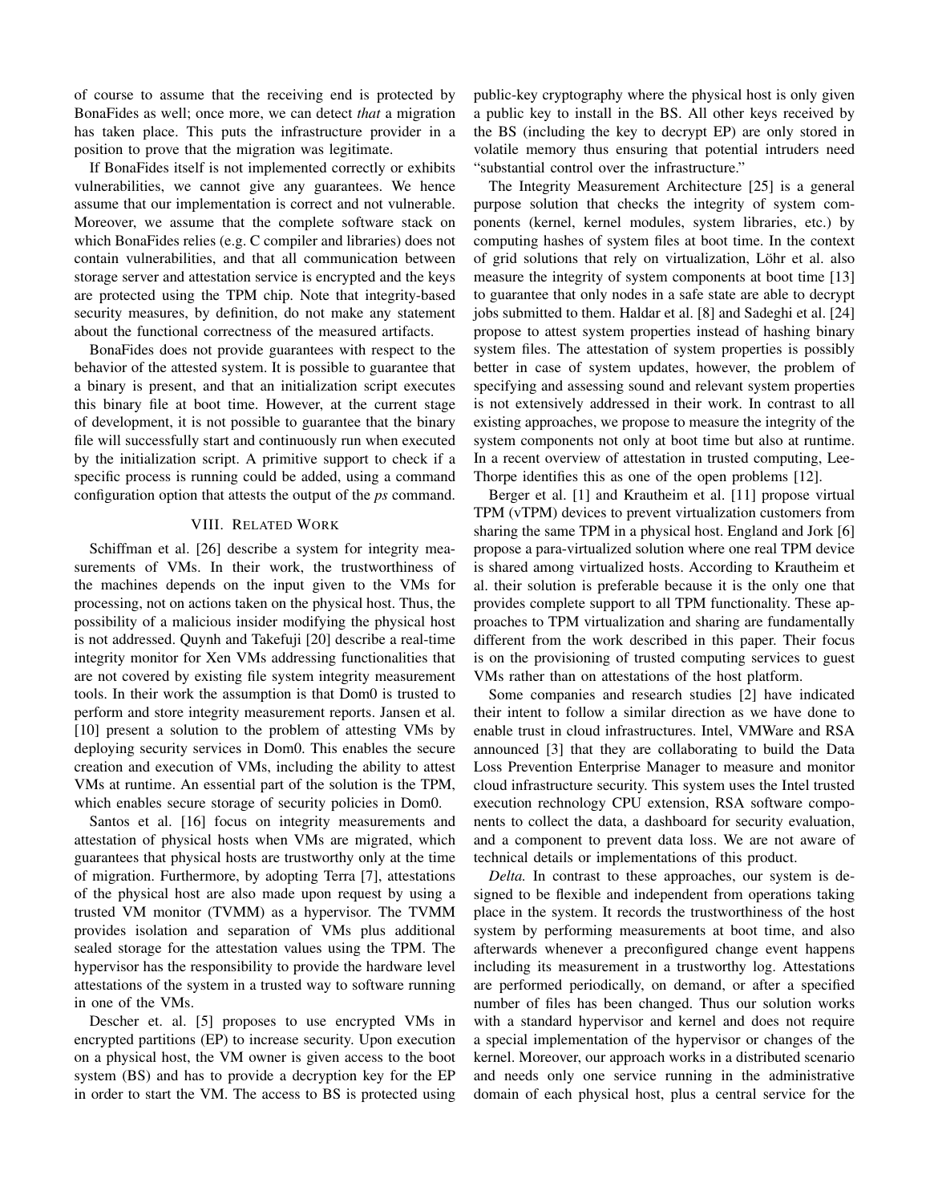of course to assume that the receiving end is protected by BonaFides as well; once more, we can detect *that* a migration has taken place. This puts the infrastructure provider in a position to prove that the migration was legitimate.

If BonaFides itself is not implemented correctly or exhibits vulnerabilities, we cannot give any guarantees. We hence assume that our implementation is correct and not vulnerable. Moreover, we assume that the complete software stack on which BonaFides relies (e.g. C compiler and libraries) does not contain vulnerabilities, and that all communication between storage server and attestation service is encrypted and the keys are protected using the TPM chip. Note that integrity-based security measures, by definition, do not make any statement about the functional correctness of the measured artifacts.

BonaFides does not provide guarantees with respect to the behavior of the attested system. It is possible to guarantee that a binary is present, and that an initialization script executes this binary file at boot time. However, at the current stage of development, it is not possible to guarantee that the binary file will successfully start and continuously run when executed by the initialization script. A primitive support to check if a specific process is running could be added, using a command configuration option that attests the output of the *ps* command.

## VIII. Related Work

Schiffman et al. [26] describe a system for integrity measurements of VMs. In their work, the trustworthiness of the machines depends on the input given to the VMs for processing, not on actions taken on the physical host. Thus, the possibility of a malicious insider modifying the physical host is not addressed. Quynh and Takefuji [20] describe a real-time integrity monitor for Xen VMs addressing functionalities that are not covered by existing file system integrity measurement tools. In their work the assumption is that Dom0 is trusted to perform and store integrity measurement reports. Jansen et al. [10] present a solution to the problem of attesting VMs by deploying security services in Dom0. This enables the secure creation and execution of VMs, including the ability to attest VMs at runtime. An essential part of the solution is the TPM, which enables secure storage of security policies in Dom0.

Santos et al. [16] focus on integrity measurements and attestation of physical hosts when VMs are migrated, which guarantees that physical hosts are trustworthy only at the time of migration. Furthermore, by adopting Terra [7], attestations of the physical host are also made upon request by using a trusted VM monitor (TVMM) as a hypervisor. The TVMM provides isolation and separation of VMs plus additional sealed storage for the attestation values using the TPM. The hypervisor has the responsibility to provide the hardware level attestations of the system in a trusted way to software running in one of the VMs.

Descher et. al. [5] proposes to use encrypted VMs in encrypted partitions (EP) to increase security. Upon execution on a physical host, the VM owner is given access to the boot system (BS) and has to provide a decryption key for the EP in order to start the VM. The access to BS is protected using public-key cryptography where the physical host is only given a public key to install in the BS. All other keys received by the BS (including the key to decrypt EP) are only stored in volatile memory thus ensuring that potential intruders need "substantial control over the infrastructure."

The Integrity Measurement Architecture [25] is a general purpose solution that checks the integrity of system components (kernel, kernel modules, system libraries, etc.) by computing hashes of system files at boot time. In the context of grid solutions that rely on virtualization, Löhr et al. also measure the integrity of system components at boot time [13] to guarantee that only nodes in a safe state are able to decrypt jobs submitted to them. Haldar et al. [8] and Sadeghi et al. [24] propose to attest system properties instead of hashing binary system files. The attestation of system properties is possibly better in case of system updates, however, the problem of specifying and assessing sound and relevant system properties is not extensively addressed in their work. In contrast to all existing approaches, we propose to measure the integrity of the system components not only at boot time but also at runtime. In a recent overview of attestation in trusted computing, Lee-Thorpe identifies this as one of the open problems [12].

Berger et al. [1] and Krautheim et al. [11] propose virtual TPM (vTPM) devices to prevent virtualization customers from sharing the same TPM in a physical host. England and Jork [6] propose a para-virtualized solution where one real TPM device is shared among virtualized hosts. According to Krautheim et al. their solution is preferable because it is the only one that provides complete support to all TPM functionality. These approaches to TPM virtualization and sharing are fundamentally different from the work described in this paper. Their focus is on the provisioning of trusted computing services to guest VMs rather than on attestations of the host platform.

Some companies and research studies [2] have indicated their intent to follow a similar direction as we have done to enable trust in cloud infrastructures. Intel, VMWare and RSA announced [3] that they are collaborating to build the Data Loss Prevention Enterprise Manager to measure and monitor cloud infrastructure security. This system uses the Intel trusted execution technology CPU extension, RSA software components to collect the data, a dashboard for security evaluation, and a component to prevent data loss. We are not aware of technical details or implementations of this product.

*Delta.* In contrast to these approaches, our system is designed to be flexible and independent from operations taking place in the system. It records the trustworthiness of the host system by performing measurements at boot time, and also afterwards whenever a preconfigured change event happens including its measurement in a trustworthy log. Attestations are performed periodically, on demand, or after a specified number of files has been changed. Thus our solution works with a standard hypervisor and kernel and does not require a special implementation of the hypervisor or changes of the kernel. Moreover, our approach works in a distributed scenario and needs only one service running in the administrative domain of each physical host, plus a central service for the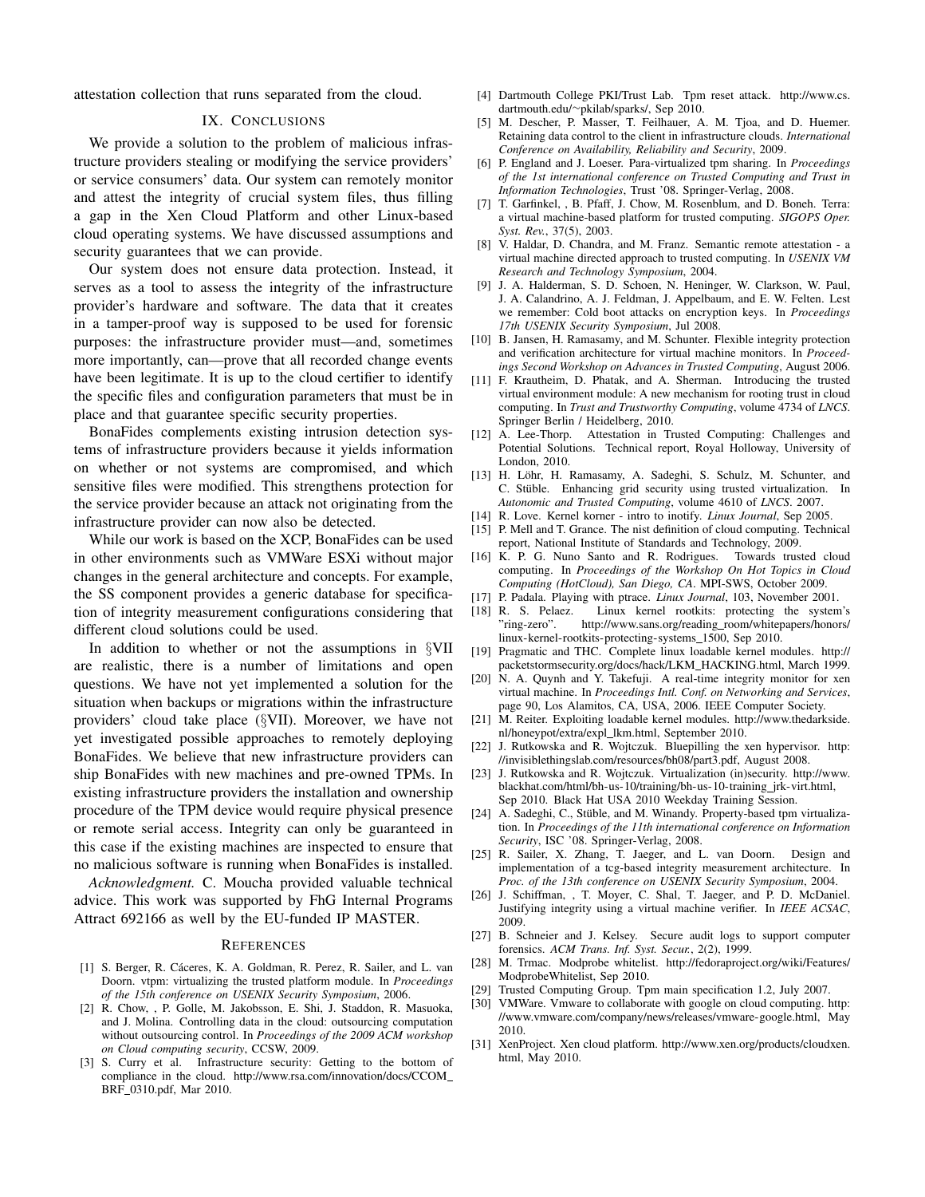attestation collection that runs separated from the cloud.

## IX. Conclusions

We provide a solution to the problem of malicious infrastructure providers stealing or modifying the service providers' or service consumers' data. Our system can remotely monitor and attest the integrity of crucial system files, thus filling a gap in the Xen Cloud Platform and other Linux-based cloud operating systems. We have discussed assumptions and security guarantees that we can provide.

Our system does not ensure data protection. Instead, it serves as a tool to assess the integrity of the infrastructure provider's hardware and software. The data that it creates in a tamper-proof way is supposed to be used for forensic purposes: the infrastructure provider must—and, sometimes more importantly, can—prove that all recorded change events have been legitimate. It is up to the cloud certifier to identify the specific files and configuration parameters that must be in place and that guarantee specific security properties.

BonaFides complements existing intrusion detection systems of infrastructure providers because it yields information on whether or not systems are compromised, and which sensitive files were modified. This strengthens protection for the service provider because an attack not originating from the infrastructure provider can now also be detected.

While our work is based on the XCP, BonaFides can be used in other environments such as VMWare ESXi without major changes in the general architecture and concepts. For example, the SS component provides a generic database for specification of integrity measurement configurations considering that different cloud solutions could be used.

In addition to whether or not the assumptions in §VII are realistic, there is a number of limitations and open questions. We have not yet implemented a solution for the situation when backups or migrations within the infrastructure providers' cloud take place (§VII). Moreover, we have not yet investigated possible approaches to remotely deploying BonaFides. We believe that new infrastructure providers can ship BonaFides with new machines and pre-owned TPMs. In existing infrastructure providers the installation and ownership procedure of the TPM device would require physical presence or remote serial access. Integrity can only be guaranteed in this case if the existing machines are inspected to ensure that no malicious software is running when BonaFides is installed.

*Acknowledgment.* C. Moucha provided valuable technical advice. This work was supported by FhG Internal Programs Attract 692166 as well by the EU-funded IP MASTER.

## References

[1] S. Berger, R. Cáceres, K. A. Goldman, R. Perez, R. Sailer, and L. van Doorn. vtpm: virtualizing the trusted platform module. In *Proceedings of the 15th conference on USENIX Security Symposium*, 2006.

[2] R. Chow, , P. Golle, M. Jakobsson, E. Shi, J. Staddon, R. Masuoka, and J. Molina. Controlling data in the cloud: outsourcing computation without outsourcing control. In *Proceedings of the 2009 ACM workshop on Cloud computing security*, CCSW, 2009.

[3] S. Curry et al. Infrastructure security: Getting to the bottom of compliance in the cloud. http://www.rsa.com/innovation/docs/CCOM_BRF_0310.pdf, Mar 2010.

[4] Dartmouth College PKI/Trust Lab. Tpm reset attack. http://www.cs.dartmouth.edu/~pkilab/sparks/, Sep 2010.

[5] M. Descher, P. Masser, T. Feilhauer, A. M. Tjoa, and D. Huemer. Retaining data control to the client in infrastructure clouds. *International Conference on Availability, Reliability and Security*, 2009.

[6] P. England and J. Loeser. Para-virtualized tpm sharing. In *Proceedings of the 1st international conference on Trusted Computing and Trust in Information Technologies*, Trust '08. Springer-Verlag, 2008.

[7] T. Garfinkel, , B. Pfaff, J. Chow, M. Rosenblum, and D. Boneh. Terra: a virtual machine-based platform for trusted computing. *SIGOPS Oper. Syst. Rev.*, 37(5), 2003.

[8] V. Haldar, D. Chandra, and M. Franz. Semantic remote attestation - a virtual machine directed approach to trusted computing. In *USENIX VM Research and Technology Symposium*, 2004.

[9] J. A. Halderman, S. D. Schoen, N. Heninger, W. Clarkson, W. Paul, J. A. Calandrino, A. J. Feldman, J. Appelbaum, and E. W. Felten. Lest we remember: Cold boot attacks on encryption keys. In *Proceedings 17th USENIX Security Symposium*, Jul 2008.

[10] B. Jansen, H. Ramasamy, and M. Schunter. Flexible integrity protection and verification architecture for virtual machine monitors. In *Proceedings Second Workshop on Advances in Trusted Computing*, August 2006.

[11] F. Krautheim, D. Phatak, and A. Sherman. Introducing the trusted virtual environment module: A new mechanism for rooting trust in cloud computing. In *Trust and Trustworthy Computing*, volume 4734 of *LNCS*. Springer Berlin / Heidelberg, 2010.

[12] A. Lee-Thorp. Attestation in Trusted Computing: Challenges and Potential Solutions. Technical report, Royal Holloway, University of London, 2010.

[13] H. Löhr, H. Ramasamy, A. Sadeghi, S. Schulz, M. Schunter, and C. Stüble. Enhancing grid security using trusted virtualization. In *Autonomic and Trusted Computing*, volume 4610 of *LNCS*. 2007.

[14] R. Love. Kernel korner - intro to inotify. *Linux Journal*, Sep 2005.

[15] P. Mell and T. Grance. The nist definition of cloud computing. Technical report, National Institute of Standards and Technology, 2009.

[16] K. P. G. Nuno Santo and R. Rodrigues. Towards trusted cloud computing. In *Proceedings of the Workshop On Hot Topics in Cloud Computing (HotCloud), San Diego, CA*. MPI-SWS, October 2009.

[17] P. Padala. Playing with ptrace. *Linux Journal*, 103, November 2001.

[18] R. S. Pelaez. Linux kernel rootkits: protecting the system's "ring-zero". http://www.sans.org/reading_room/whitepapers/honors/linux-kernel-rootkits-protecting-systems_1500, Sep 2010.

[19] Pragmatic and THC. Complete linux loadable kernel modules. http://packetstormsecurity.org/docs/hack/LKM_HACKING.html, March 1999.

[20] N. A. Quynh and Y. Takefuji. A real-time integrity monitor for xen virtual machine. In *Proceedings Intl. Conf. on Networking and Services*, page 90, Los Alamitos, CA, USA, 2006. IEEE Computer Society.

[21] M. Reiter. Exploiting loadable kernel modules. http://www.thedarkside.nl/honeypot/extra/expl_lkm.html, September 2010.

[22] J. Rutkowska and R. Wojtczuk. Bluepilling the xen hypervisor. http://invisiblethingslab.com/resources/bh08/part3.pdf, August 2008.

[23] J. Rutkowska and R. Wojtczuk. Virtualization (in)security. http://www.blackhat.com/html/bh-us-10/training/bh-us-10-training_jrk-virt.html, Sep 2010. Black Hat USA 2010 Weekday Training Session.

[24] A. Sadeghi, C., Stüble, and M. Winandy. Property-based tpm virtualization. In *Proceedings of the 11th international conference on Information Security*, ISC '08. Springer-Verlag, 2008.

[25] R. Sailer, X. Zhang, T. Jaeger, and L. van Doorn. Design and implementation of a tcg-based integrity measurement architecture. In *Proc. of the 13th conference on USENIX Security Symposium*, 2004.

[26] J. Schiffman, , T. Moyer, C. Shal, T. Jaeger, and P. D. McDaniel. Justifying integrity using a virtual machine verifier. In *IEEE ACSAC*, 2009.

[27] B. Schneier and J. Kelsey. Secure audit logs to support computer forensics. *ACM Trans. Inf. Syst. Secur.*, 2(2), 1999.

[28] M. Trmac. Modprobe whitelist. http://fedoraproject.org/wiki/Features/ModprobeWhitelist, Sep 2010.

[29] Trusted Computing Group. Tpm main specification 1.2, July 2007.

[30] VMWare. Vmware to collaborate with google on cloud computing. http://www.vmware.com/company/news/releases/vmware-google.html, May 2010.

[31] XenProject. Xen cloud platform. http://www.xen.org/products/cloudxen.html, May 2010.